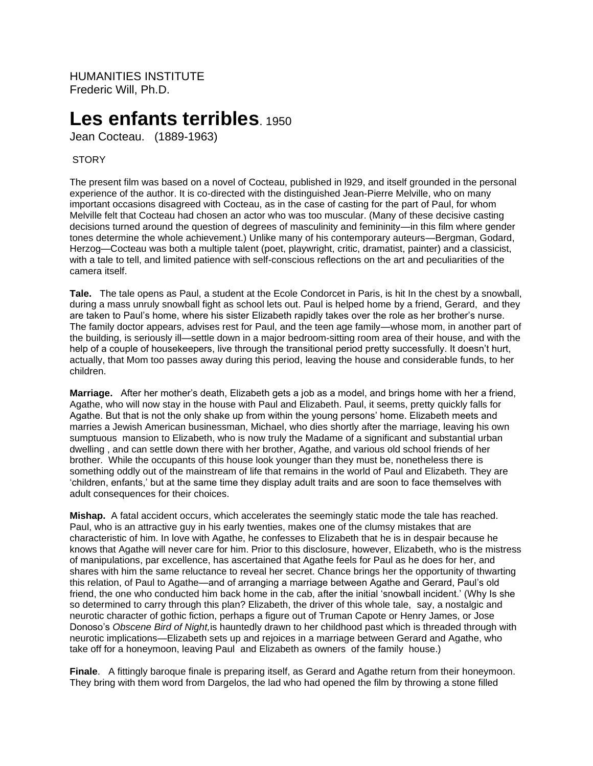HUMANITIES INSTITUTE
Frederic Will, Ph.D.

# Les enfants terribles. 1950

Jean Cocteau. (1889-1963)

STORY

The present film was based on a novel of Cocteau, published in l929, and itself grounded in the personal experience of the author. It is co-directed with the distinguished Jean-Pierre Melville, who on many important occasions disagreed with Cocteau, as in the case of casting for the part of Paul, for whom Melville felt that Cocteau had chosen an actor who was too muscular. (Many of these decisive casting decisions turned around the question of degrees of masculinity and femininity—in this film where gender tones determine the whole achievement.) Unlike many of his contemporary auteurs—Bergman, Godard, Herzog—Cocteau was both a multiple talent (poet, playwright, critic, dramatist, painter) and a classicist, with a tale to tell, and limited patience with self-conscious reflections on the art and peculiarities of the camera itself.

**Tale.** The tale opens as Paul, a student at the Ecole Condorcet in Paris, is hit In the chest by a snowball, during a mass unruly snowball fight as school lets out. Paul is helped home by a friend, Gerard, and they are taken to Paul's home, where his sister Elizabeth rapidly takes over the role as her brother's nurse. The family doctor appears, advises rest for Paul, and the teen age family—whose mom, in another part of the building, is seriously ill—settle down in a major bedroom-sitting room area of their house, and with the help of a couple of housekeepers, live through the transitional period pretty successfully. It doesn't hurt, actually, that Mom too passes away during this period, leaving the house and considerable funds, to her children.

**Marriage.** After her mother's death, Elizabeth gets a job as a model, and brings home with her a friend, Agathe, who will now stay in the house with Paul and Elizabeth. Paul, it seems, pretty quickly falls for Agathe. But that is not the only shake up from within the young persons' home. Elizabeth meets and marries a Jewish American businessman, Michael, who dies shortly after the marriage, leaving his own sumptuous mansion to Elizabeth, who is now truly the Madame of a significant and substantial urban dwelling , and can settle down there with her brother, Agathe, and various old school friends of her brother. While the occupants of this house look younger than they must be, nonetheless there is something oddly out of the mainstream of life that remains in the world of Paul and Elizabeth. They are 'children, enfants,' but at the same time they display adult traits and are soon to face themselves with adult consequences for their choices.

**Mishap.** A fatal accident occurs, which accelerates the seemingly static mode the tale has reached. Paul, who is an attractive guy in his early twenties, makes one of the clumsy mistakes that are characteristic of him. In love with Agathe, he confesses to Elizabeth that he is in despair because he knows that Agathe will never care for him. Prior to this disclosure, however, Elizabeth, who is the mistress of manipulations, par excellence, has ascertained that Agathe feels for Paul as he does for her, and shares with him the same reluctance to reveal her secret. Chance brings her the opportunity of thwarting this relation, of Paul to Agathe—and of arranging a marriage between Agathe and Gerard, Paul's old friend, the one who conducted him back home in the cab, after the initial 'snowball incident.' (Why Is she so determined to carry through this plan? Elizabeth, the driver of this whole tale, say, a nostalgic and neurotic character of gothic fiction, perhaps a figure out of Truman Capote or Henry James, or Jose Donoso's *Obscene Bird of Night,*is hauntedly drawn to her childhood past which is threaded through with neurotic implications—Elizabeth sets up and rejoices in a marriage between Gerard and Agathe, who take off for a honeymoon, leaving Paul and Elizabeth as owners of the family house.)

**Finale**. A fittingly baroque finale is preparing itself, as Gerard and Agathe return from their honeymoon. They bring with them word from Dargelos, the lad who had opened the film by throwing a stone filled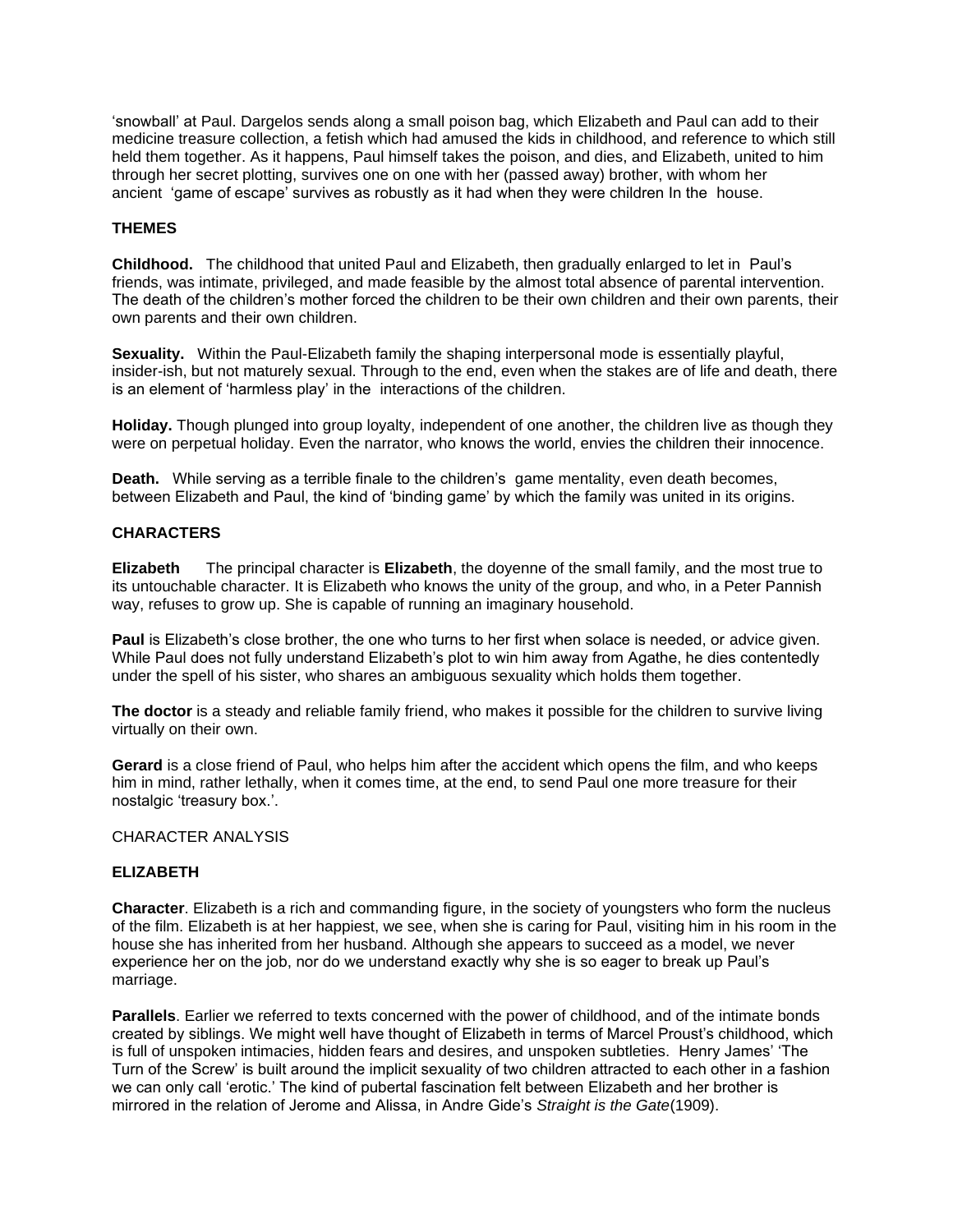'snowball' at Paul. Dargelos sends along a small poison bag, which Elizabeth and Paul can add to their medicine treasure collection, a fetish which had amused the kids in childhood, and reference to which still held them together. As it happens, Paul himself takes the poison, and dies, and Elizabeth, united to him through her secret plotting, survives one on one with her (passed away) brother, with whom her ancient 'game of escape' survives as robustly as it had when they were children In the house.

**THEMES**

**Childhood.** The childhood that united Paul and Elizabeth, then gradually enlarged to let in Paul's friends, was intimate, privileged, and made feasible by the almost total absence of parental intervention. The death of the children's mother forced the children to be their own children and their own parents, their own parents and their own children.

**Sexuality.** Within the Paul-Elizabeth family the shaping interpersonal mode is essentially playful, insider-ish, but not maturely sexual. Through to the end, even when the stakes are of life and death, there is an element of 'harmless play' in the interactions of the children.

**Holiday.** Though plunged into group loyalty, independent of one another, the children live as though they were on perpetual holiday. Even the narrator, who knows the world, envies the children their innocence.

**Death.** While serving as a terrible finale to the children's game mentality, even death becomes, between Elizabeth and Paul, the kind of 'binding game' by which the family was united in its origins.

**CHARACTERS**

**Elizabeth** The principal character is **Elizabeth**, the doyenne of the small family, and the most true to its untouchable character. It is Elizabeth who knows the unity of the group, and who, in a Peter Pannish way, refuses to grow up. She is capable of running an imaginary household.

**Paul** is Elizabeth's close brother, the one who turns to her first when solace is needed, or advice given. While Paul does not fully understand Elizabeth's plot to win him away from Agathe, he dies contentedly under the spell of his sister, who shares an ambiguous sexuality which holds them together.

**The doctor** is a steady and reliable family friend, who makes it possible for the children to survive living virtually on their own.

**Gerard** is a close friend of Paul, who helps him after the accident which opens the film, and who keeps him in mind, rather lethally, when it comes time, at the end, to send Paul one more treasure for their nostalgic 'treasury box.'.

CHARACTER ANALYSIS

**ELIZABETH**

**Character**. Elizabeth is a rich and commanding figure, in the society of youngsters who form the nucleus of the film. Elizabeth is at her happiest, we see, when she is caring for Paul, visiting him in his room in the house she has inherited from her husband. Although she appears to succeed as a model, we never experience her on the job, nor do we understand exactly why she is so eager to break up Paul's marriage.

**Parallels**. Earlier we referred to texts concerned with the power of childhood, and of the intimate bonds created by siblings. We might well have thought of Elizabeth in terms of Marcel Proust's childhood, which is full of unspoken intimacies, hidden fears and desires, and unspoken subtleties. Henry James' 'The Turn of the Screw' is built around the implicit sexuality of two children attracted to each other in a fashion we can only call 'erotic.' The kind of pubertal fascination felt between Elizabeth and her brother is mirrored in the relation of Jerome and Alissa, in Andre Gide's *Straight is the Gate*(1909).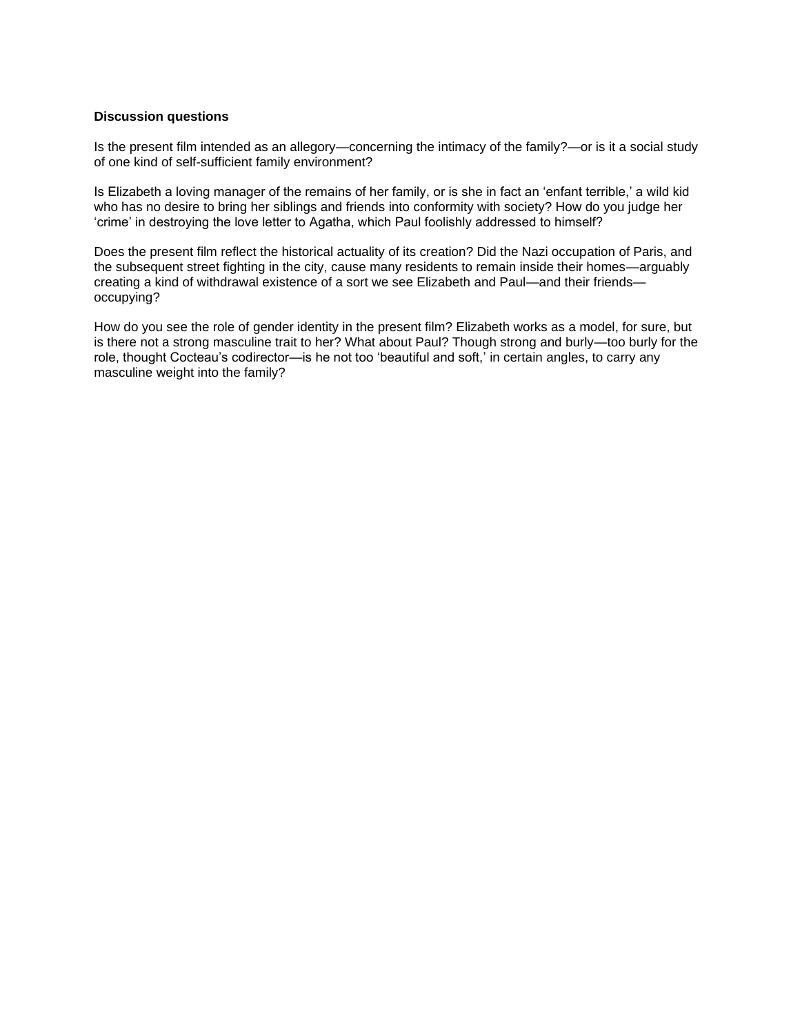**Discussion questions**

Is the present film intended as an allegory—concerning the intimacy of the family?—or is it a social study of one kind of self-sufficient family environment?

Is Elizabeth a loving manager of the remains of her family, or is she in fact an 'enfant terrible,' a wild kid who has no desire to bring her siblings and friends into conformity with society? How do you judge her 'crime' in destroying the love letter to Agatha, which Paul foolishly addressed to himself?

Does the present film reflect the historical actuality of its creation? Did the Nazi occupation of Paris, and the subsequent street fighting in the city, cause many residents to remain inside their homes—arguably creating a kind of withdrawal existence of a sort we see Elizabeth and Paul—and their friends—occupying?

How do you see the role of gender identity in the present film? Elizabeth works as a model, for sure, but is there not a strong masculine trait to her? What about Paul? Though strong and burly—too burly for the role, thought Cocteau's codirector—is he not too 'beautiful and soft,' in certain angles, to carry any masculine weight into the family?